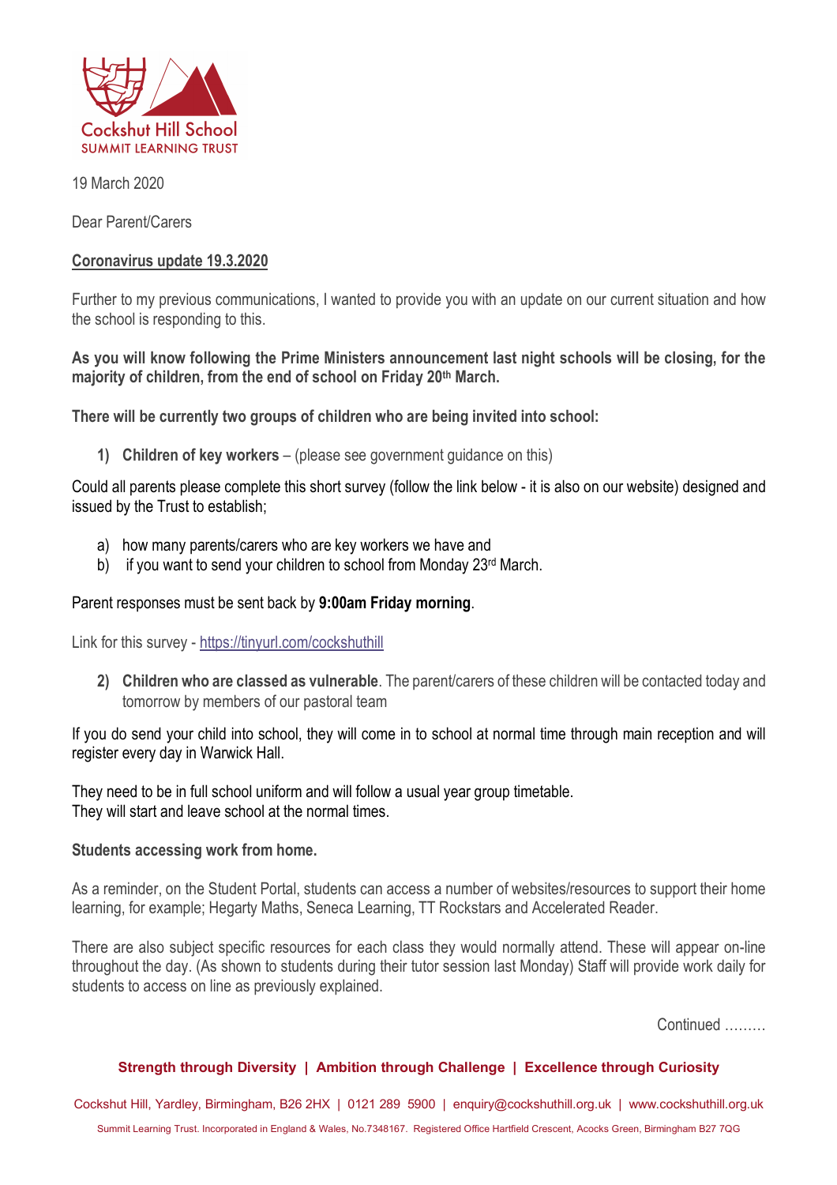Cockshut Hill School
SUMMIT LEARNING TRUST

19 March 2020

Dear Parent/Carers

**Coronavirus update 19.3.2020**

Further to my previous communications, I wanted to provide you with an update on our current situation and how the school is responding to this.

**As you will know following the Prime Ministers announcement last night schools will be closing, for the majority of children, from the end of school on Friday 20th March.**

**There will be currently two groups of children who are being invited into school:**

1) **Children of key workers** – (please see government guidance on this)

Could all parents please complete this short survey (follow the link below - it is also on our website) designed and issued by the Trust to establish;

a) how many parents/carers who are key workers we have and
b) if you want to send your children to school from Monday 23rd March.

Parent responses must be sent back by **9:00am Friday morning**.

Link for this survey - https://tinyurl.com/cockshuthill

2) **Children who are classed as vulnerable**. The parent/carers of these children will be contacted today and tomorrow by members of our pastoral team

If you do send your child into school, they will come in to school at normal time through main reception and will register every day in Warwick Hall.

They need to be in full school uniform and will follow a usual year group timetable.
They will start and leave school at the normal times.

**Students accessing work from home.**

As a reminder, on the Student Portal, students can access a number of websites/resources to support their home learning, for example; Hegarty Maths, Seneca Learning, TT Rockstars and Accelerated Reader.

There are also subject specific resources for each class they would normally attend. These will appear on-line throughout the day. (As shown to students during their tutor session last Monday) Staff will provide work daily for students to access on line as previously explained.

Continued .........

**Strength through Diversity | Ambition through Challenge | Excellence through Curiosity**

Cockshut Hill, Yardley, Birmingham, B26 2HX | 0121 289 5900 | enquiry@cockshuthill.org.uk | www.cockshuthill.org.uk

Summit Learning Trust. Incorporated in England & Wales, No.7348167. Registered Office Hartfield Crescent, Acocks Green, Birmingham B27 7QG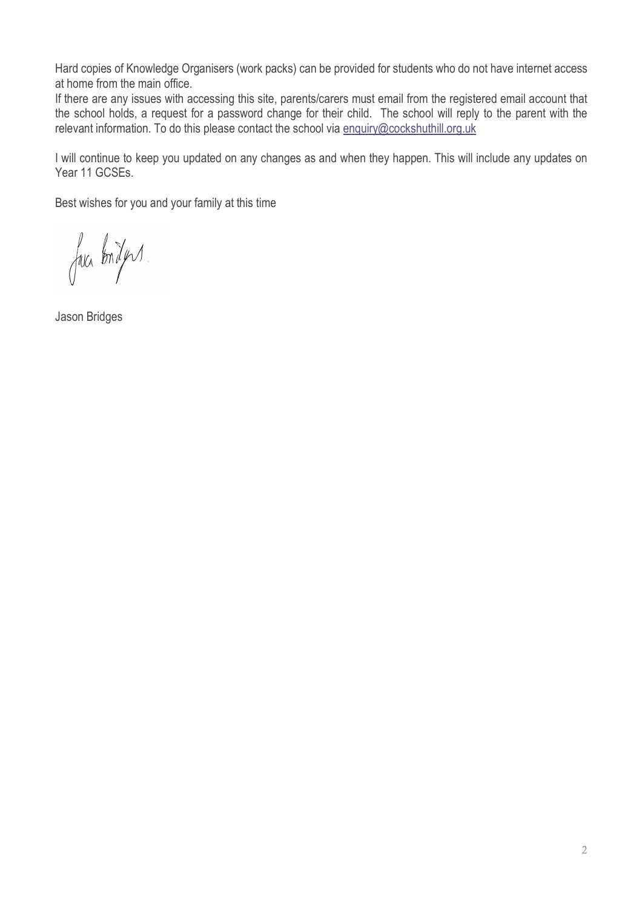Hard copies of Knowledge Organisers (work packs) can be provided for students who do not have internet access at home from the main office.

If there are any issues with accessing this site, parents/carers must email from the registered email account that the school holds, a request for a password change for their child. The school will reply to the parent with the relevant information. To do this please contact the school via enquiry@cockshuthill.org.uk

I will continue to keep you updated on any changes as and when they happen. This will include any updates on Year 11 GCSEs.

Best wishes for you and your family at this time

Jason Bridges